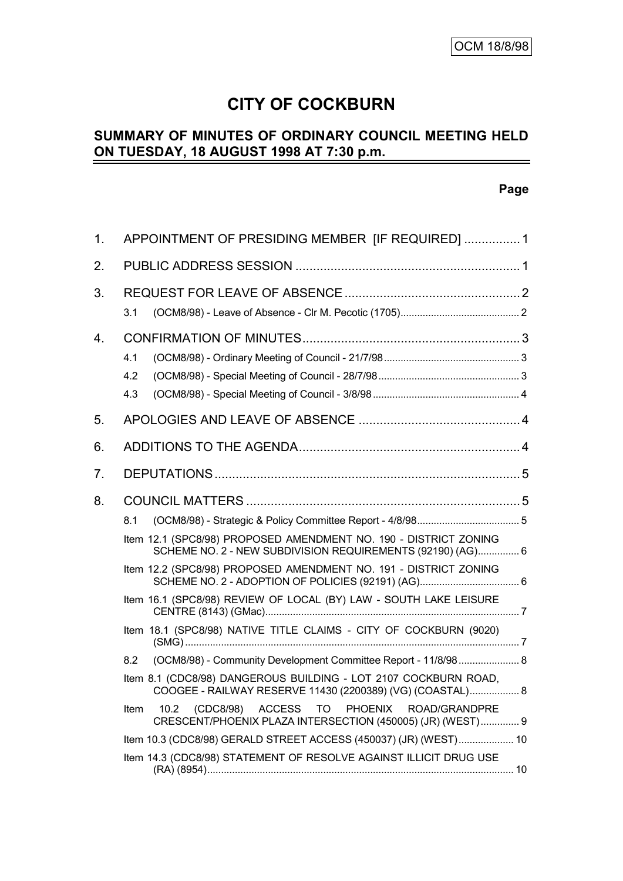OCM 18/8/98

# CITY OF COCKBURN

## SUMMARY OF MINUTES OF ORDINARY COUNCIL MEETING HELD ON TUESDAY, 18 AUGUST 1998 AT 7:30 p.m.

**Page**

1. APPOINTMENT OF PRESIDING MEMBER [IF REQUIRED] ................ 1
2. PUBLIC ADDRESS SESSION ................................................................ 1
3. REQUEST FOR LEAVE OF ABSENCE .................................................. 2
   - 3.1 (OCM8/98) - Leave of Absence - Clr M. Pecotic (1705)........................................... 2
4. CONFIRMATION OF MINUTES.............................................................. 3
   - 4.1 (OCM8/98) - Ordinary Meeting of Council - 21/7/98................................................. 3
   - 4.2 (OCM8/98) - Special Meeting of Council - 28/7/98................................................... 3
   - 4.3 (OCM8/98) - Special Meeting of Council - 3/8/98..................................................... 4
5. APOLOGIES AND LEAVE OF ABSENCE .............................................. 4
6. ADDITIONS TO THE AGENDA............................................................... 4
7. DEPUTATIONS....................................................................................... 5
8. COUNCIL MATTERS .............................................................................. 5
   - 8.1 (OCM8/98) - Strategic & Policy Committee Report - 4/8/98..................................... 5
     - Item 12.1 (SPC8/98) PROPOSED AMENDMENT NO. 190 - DISTRICT ZONING SCHEME NO. 2 - NEW SUBDIVISION REQUIREMENTS (92190) (AG)............... 6
     - Item 12.2 (SPC8/98) PROPOSED AMENDMENT NO. 191 - DISTRICT ZONING SCHEME NO. 2 - ADOPTION OF POLICIES (92191) (AG).................................... 6
     - Item 16.1 (SPC8/98) REVIEW OF LOCAL (BY) LAW - SOUTH LAKE LEISURE CENTRE (8143) (GMac)........................................................................................... 7
     - Item 18.1 (SPC8/98) NATIVE TITLE CLAIMS - CITY OF COCKBURN (9020) (SMG)....................................................................................................................... 7
   - 8.2 (OCM8/98) - Community Development Committee Report - 11/8/98...................... 8
     - Item 8.1 (CDC8/98) DANGEROUS BUILDING - LOT 2107 COCKBURN ROAD, COOGEE - RAILWAY RESERVE 11430 (2200389) (VG) (COASTAL).................. 8
     - Item 10.2 (CDC8/98) ACCESS TO PHOENIX ROAD/GRANDPRE CRESCENT/PHOENIX PLAZA INTERSECTION (450005) (JR) (WEST).............. 9
     - Item 10.3 (CDC8/98) GERALD STREET ACCESS (450037) (JR) (WEST).................... 10
     - Item 14.3 (CDC8/98) STATEMENT OF RESOLVE AGAINST ILLICIT DRUG USE (RA) (8954)............................................................................................................. 10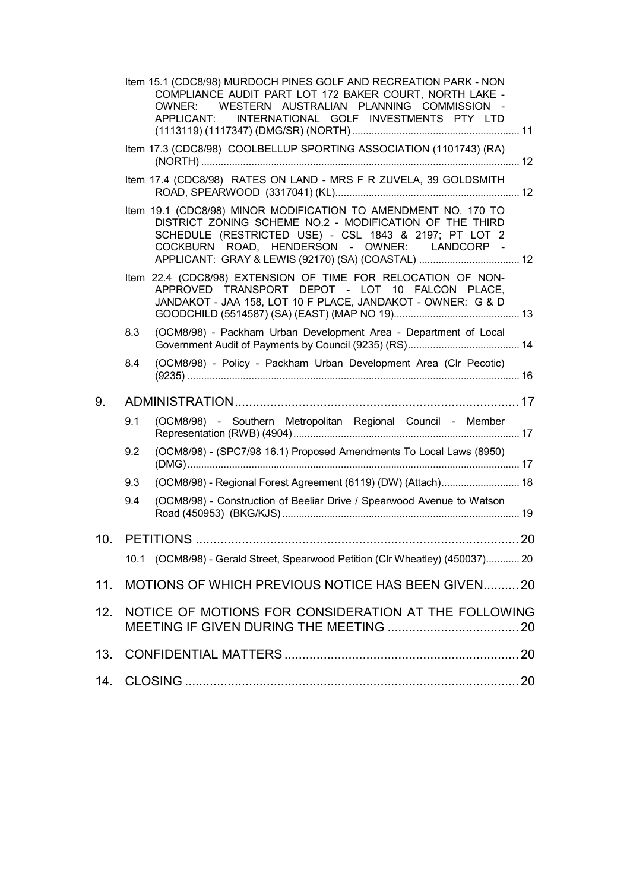Item 15.1 (CDC8/98) MURDOCH PINES GOLF AND RECREATION PARK - NON COMPLIANCE AUDIT PART LOT 172 BAKER COURT, NORTH LAKE - OWNER: WESTERN AUSTRALIAN PLANNING COMMISSION - APPLICANT: INTERNATIONAL GOLF INVESTMENTS PTY LTD (1113119) (1117347) (DMG/SR) (NORTH) ........................................................... 11

Item 17.3 (CDC8/98) COOLBELLUP SPORTING ASSOCIATION (1101743) (RA) (NORTH) ................................................................................................................ 12

Item 17.4 (CDC8/98) RATES ON LAND - MRS F R ZUVELA, 39 GOLDSMITH ROAD, SPEARWOOD (3317041) (KL)................................................................ 12

Item 19.1 (CDC8/98) MINOR MODIFICATION TO AMENDMENT NO. 170 TO DISTRICT ZONING SCHEME NO.2 - MODIFICATION OF THE THIRD SCHEDULE (RESTRICTED USE) - CSL 1843 & 2197; PT LOT 2 COCKBURN ROAD, HENDERSON - OWNER: LANDCORP - APPLICANT: GRAY & LEWIS (92170) (SA) (COASTAL) .................................... 12

Item 22.4 (CDC8/98) EXTENSION OF TIME FOR RELOCATION OF NON-APPROVED TRANSPORT DEPOT - LOT 10 FALCON PLACE, JANDAKOT - JAA 158, LOT 10 F PLACE, JANDAKOT - OWNER: G & D GOODCHILD (5514587) (SA) (EAST) (MAP NO 19)............................................ 13

8.3 (OCM8/98) - Packham Urban Development Area - Department of Local Government Audit of Payments by Council (9235) (RS)........................................ 14

8.4 (OCM8/98) - Policy - Packham Urban Development Area (Clr Pecotic) (9235) ...................................................................................................................... 16

9. ADMINISTRATION................................................................................ 17

9.1 (OCM8/98) - Southern Metropolitan Regional Council - Member Representation (RWB) (4904)................................................................................ 17

9.2 (OCM8/98) - (SPC7/98 16.1) Proposed Amendments To Local Laws (8950) (DMG)..................................................................................................................... 17

9.3 (OCM8/98) - Regional Forest Agreement (6119) (DW) (Attach)............................ 18

9.4 (OCM8/98) - Construction of Beeliar Drive / Spearwood Avenue to Watson Road (450953) (BKG/KJS).................................................................................... 19

10. PETITIONS ........................................................................................... 20

10.1 (OCM8/98) - Gerald Street, Spearwood Petition (Clr Wheatley) (450037)............ 20

11. MOTIONS OF WHICH PREVIOUS NOTICE HAS BEEN GIVEN.......... 20

12. NOTICE OF MOTIONS FOR CONSIDERATION AT THE FOLLOWING MEETING IF GIVEN DURING THE MEETING ..................................... 20

13. CONFIDENTIAL MATTERS .................................................................. 20

14. CLOSING .............................................................................................. 20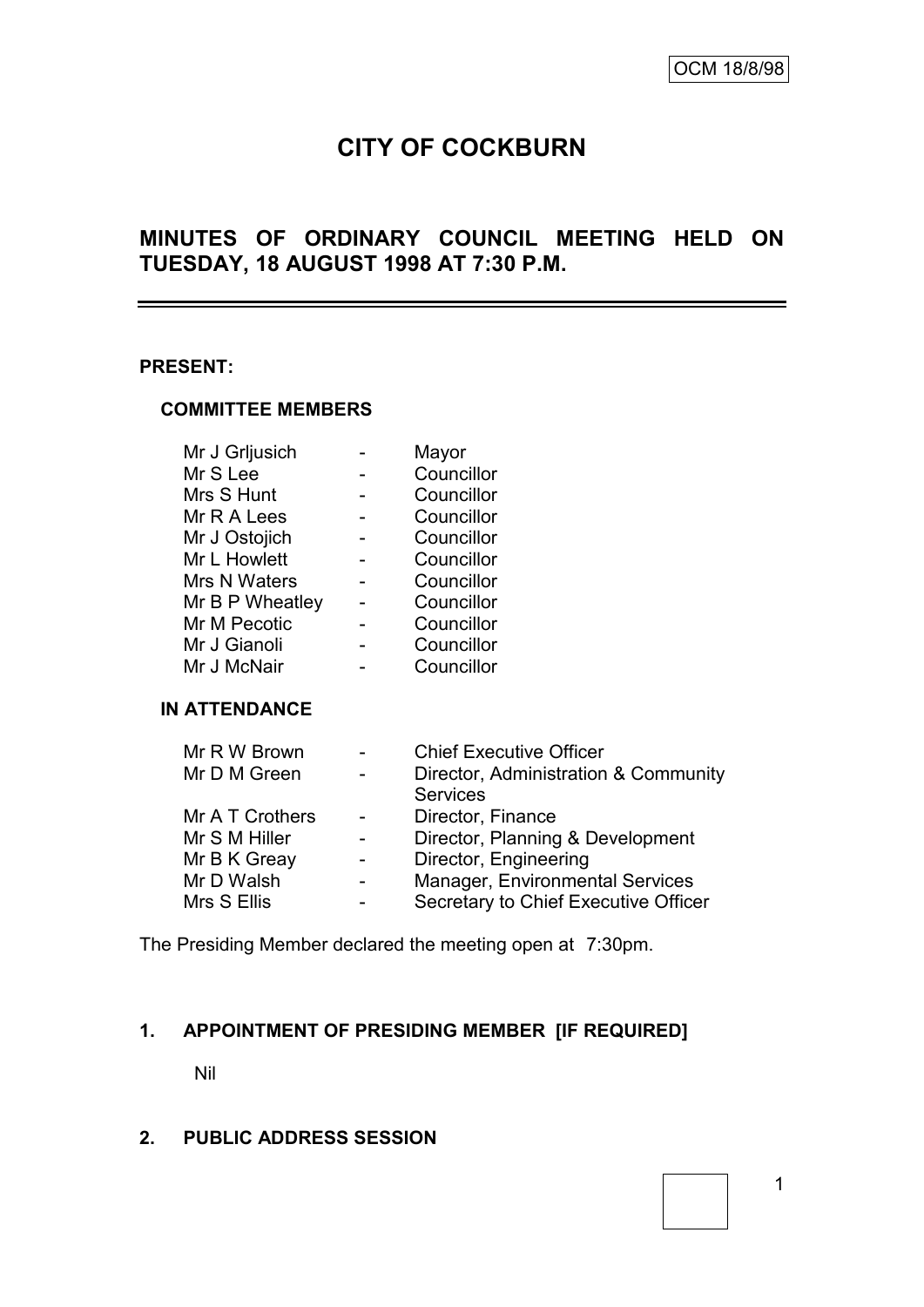OCM 18/8/98

# CITY OF COCKBURN

## MINUTES OF ORDINARY COUNCIL MEETING HELD ON TUESDAY, 18 AUGUST 1998 AT 7:30 P.M.

**PRESENT:**

**COMMITTEE MEMBERS**

| | | |
|---|---|---|
| Mr J Grljusich | - | Mayor |
| Mr S Lee | - | Councillor |
| Mrs S Hunt | - | Councillor |
| Mr R A Lees | - | Councillor |
| Mr J Ostojich | - | Councillor |
| Mr L Howlett | - | Councillor |
| Mrs N Waters | - | Councillor |
| Mr B P Wheatley | - | Councillor |
| Mr M Pecotic | - | Councillor |
| Mr J Gianoli | - | Councillor |
| Mr J McNair | - | Councillor |

**IN ATTENDANCE**

| | | |
|---|---|---|
| Mr R W Brown | - | Chief Executive Officer |
| Mr D M Green | - | Director, Administration & Community Services |
| Mr A T Crothers | - | Director, Finance |
| Mr S M Hiller | - | Director, Planning & Development |
| Mr B K Greay | - | Director, Engineering |
| Mr D Walsh | - | Manager, Environmental Services |
| Mrs S Ellis | - | Secretary to Chief Executive Officer |

The Presiding Member declared the meeting open at 7:30pm.

**1. APPOINTMENT OF PRESIDING MEMBER [IF REQUIRED]**

Nil

**2. PUBLIC ADDRESS SESSION**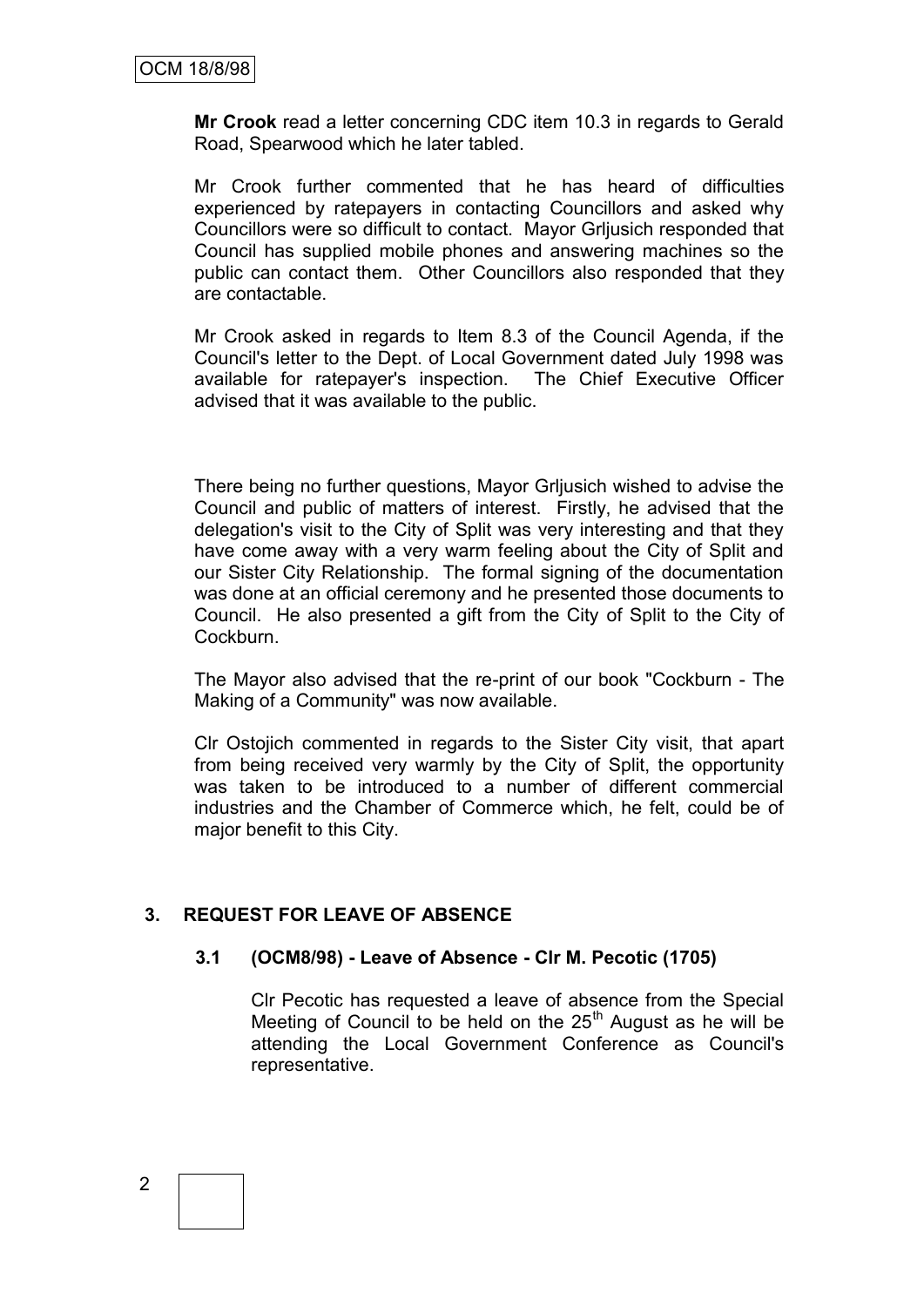**Mr Crook** read a letter concerning CDC item 10.3 in regards to Gerald Road, Spearwood which he later tabled.

Mr Crook further commented that he has heard of difficulties experienced by ratepayers in contacting Councillors and asked why Councillors were so difficult to contact. Mayor Grljusich responded that Council has supplied mobile phones and answering machines so the public can contact them. Other Councillors also responded that they are contactable.

Mr Crook asked in regards to Item 8.3 of the Council Agenda, if the Council's letter to the Dept. of Local Government dated July 1998 was available for ratepayer's inspection. The Chief Executive Officer advised that it was available to the public.

There being no further questions, Mayor Grljusich wished to advise the Council and public of matters of interest. Firstly, he advised that the delegation's visit to the City of Split was very interesting and that they have come away with a very warm feeling about the City of Split and our Sister City Relationship. The formal signing of the documentation was done at an official ceremony and he presented those documents to Council. He also presented a gift from the City of Split to the City of Cockburn.

The Mayor also advised that the re-print of our book "Cockburn - The Making of a Community" was now available.

Clr Ostojich commented in regards to the Sister City visit, that apart from being received very warmly by the City of Split, the opportunity was taken to be introduced to a number of different commercial industries and the Chamber of Commerce which, he felt, could be of major benefit to this City.

## 3. REQUEST FOR LEAVE OF ABSENCE

### 3.1 (OCM8/98) - Leave of Absence - Clr M. Pecotic (1705)

Clr Pecotic has requested a leave of absence from the Special Meeting of Council to be held on the 25th August as he will be attending the Local Government Conference as Council's representative.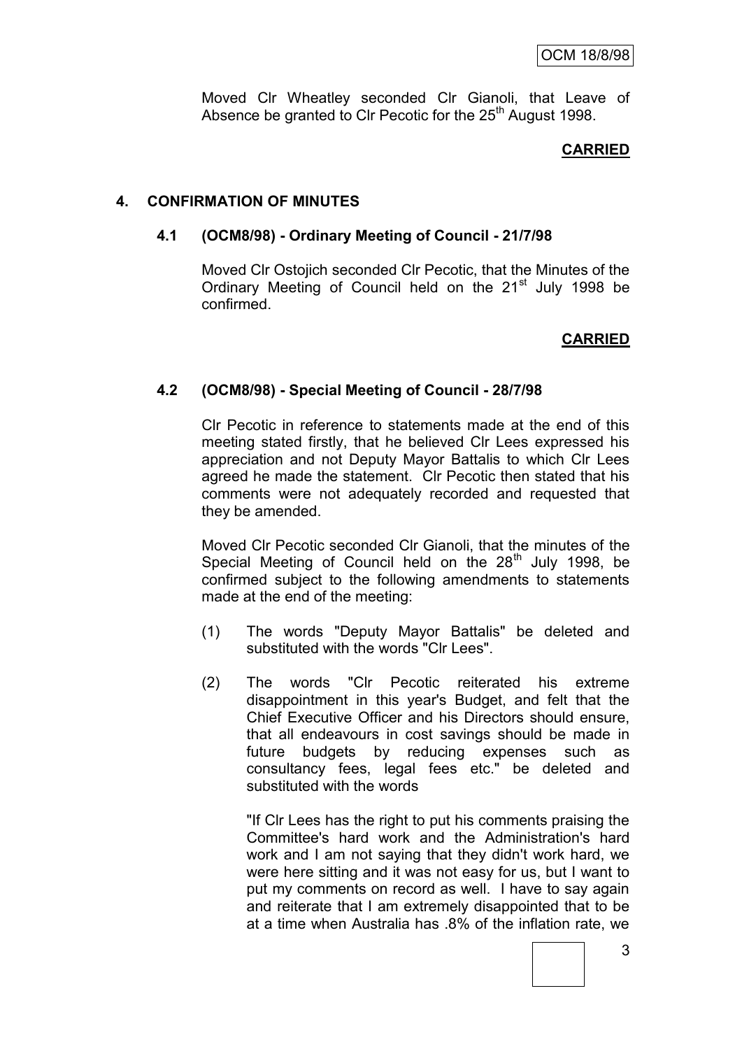Moved Clr Wheatley seconded Clr Gianoli, that Leave of Absence be granted to Clr Pecotic for the 25th August 1998.

**CARRIED**

## 4. CONFIRMATION OF MINUTES

### 4.1 (OCM8/98) - Ordinary Meeting of Council - 21/7/98

Moved Clr Ostojich seconded Clr Pecotic, that the Minutes of the Ordinary Meeting of Council held on the 21st July 1998 be confirmed.

**CARRIED**

### 4.2 (OCM8/98) - Special Meeting of Council - 28/7/98

Clr Pecotic in reference to statements made at the end of this meeting stated firstly, that he believed Clr Lees expressed his appreciation and not Deputy Mayor Battalis to which Clr Lees agreed he made the statement. Clr Pecotic then stated that his comments were not adequately recorded and requested that they be amended.

Moved Clr Pecotic seconded Clr Gianoli, that the minutes of the Special Meeting of Council held on the 28th July 1998, be confirmed subject to the following amendments to statements made at the end of the meeting:

(1) The words "Deputy Mayor Battalis" be deleted and substituted with the words "Clr Lees".

(2) The words "Clr Pecotic reiterated his extreme disappointment in this year's Budget, and felt that the Chief Executive Officer and his Directors should ensure, that all endeavours in cost savings should be made in future budgets by reducing expenses such as consultancy fees, legal fees etc." be deleted and substituted with the words

"If Clr Lees has the right to put his comments praising the Committee's hard work and the Administration's hard work and I am not saying that they didn't work hard, we were here sitting and it was not easy for us, but I want to put my comments on record as well. I have to say again and reiterate that I am extremely disappointed that to be at a time when Australia has .8% of the inflation rate, we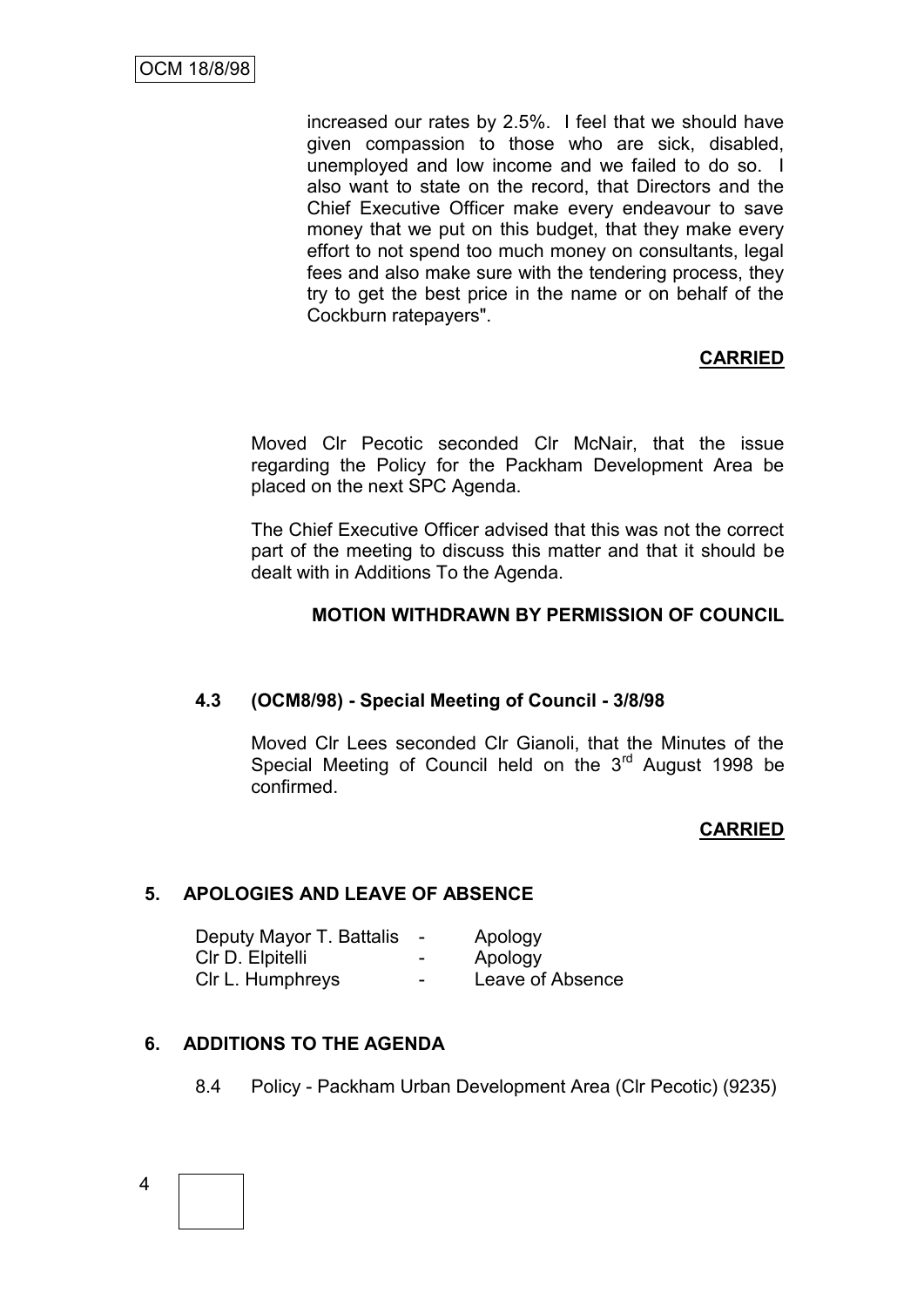increased our rates by 2.5%. I feel that we should have given compassion to those who are sick, disabled, unemployed and low income and we failed to do so. I also want to state on the record, that Directors and the Chief Executive Officer make every endeavour to save money that we put on this budget, that they make every effort to not spend too much money on consultants, legal fees and also make sure with the tendering process, they try to get the best price in the name or on behalf of the Cockburn ratepayers".

**CARRIED**

Moved Clr Pecotic seconded Clr McNair, that the issue regarding the Policy for the Packham Development Area be placed on the next SPC Agenda.

The Chief Executive Officer advised that this was not the correct part of the meeting to discuss this matter and that it should be dealt with in Additions To the Agenda.

**MOTION WITHDRAWN BY PERMISSION OF COUNCIL**

### 4.3 (OCM8/98) - Special Meeting of Council - 3/8/98

Moved Clr Lees seconded Clr Gianoli, that the Minutes of the Special Meeting of Council held on the 3rd August 1998 be confirmed.

**CARRIED**

## 5. APOLOGIES AND LEAVE OF ABSENCE

| | | |
|---|---|---|
| Deputy Mayor T. Battalis | - | Apology |
| Clr D. Elpitelli | - | Apology |
| Clr L. Humphreys | - | Leave of Absence |

## 6. ADDITIONS TO THE AGENDA

8.4 Policy - Packham Urban Development Area (Clr Pecotic) (9235)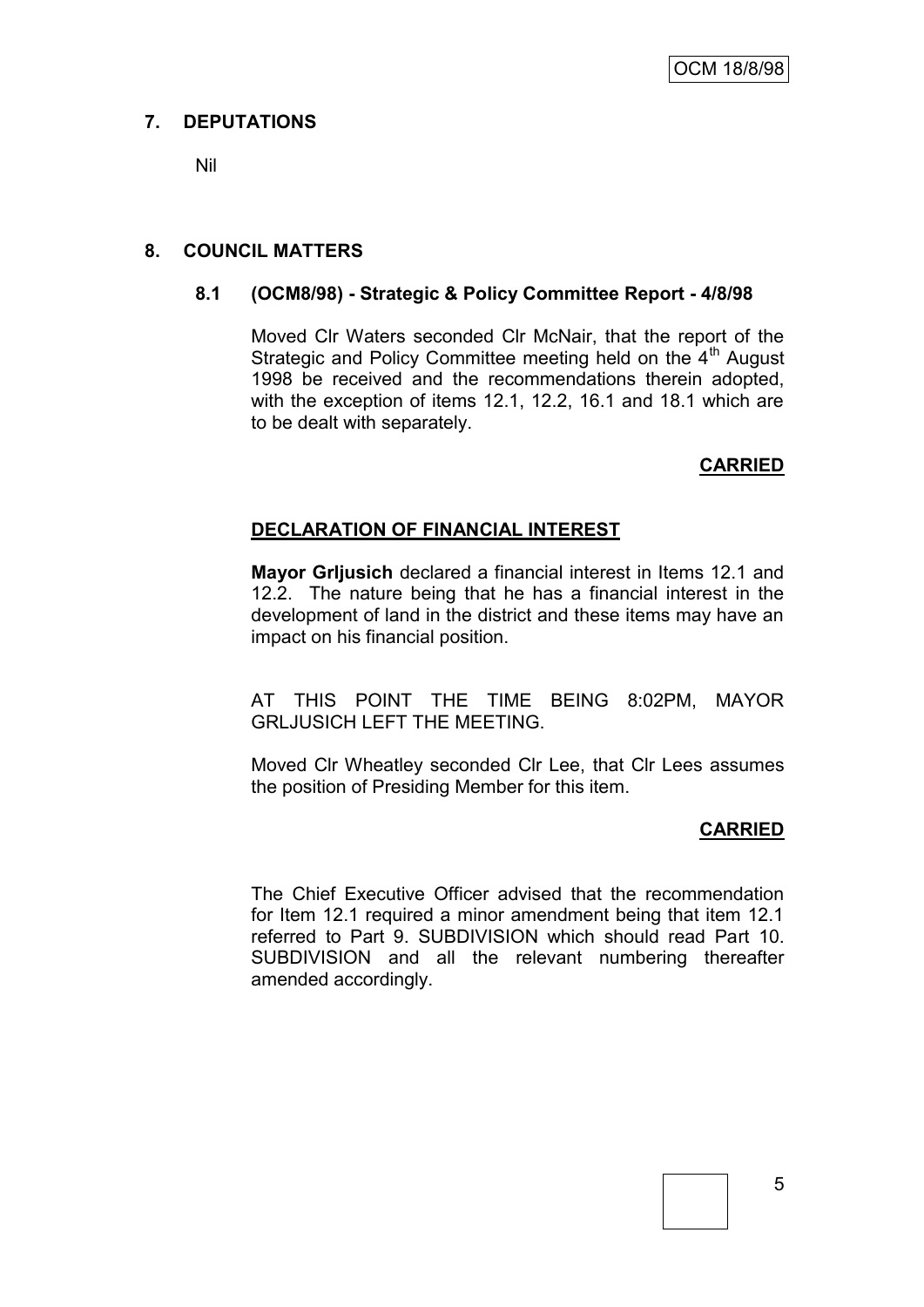## 7. DEPUTATIONS

Nil

## 8. COUNCIL MATTERS

### 8.1 (OCM8/98) - Strategic & Policy Committee Report - 4/8/98

Moved Clr Waters seconded Clr McNair, that the report of the Strategic and Policy Committee meeting held on the 4th August 1998 be received and the recommendations therein adopted, with the exception of items 12.1, 12.2, 16.1 and 18.1 which are to be dealt with separately.

**CARRIED**

**DECLARATION OF FINANCIAL INTEREST**

**Mayor Grljusich** declared a financial interest in Items 12.1 and 12.2. The nature being that he has a financial interest in the development of land in the district and these items may have an impact on his financial position.

AT THIS POINT THE TIME BEING 8:02PM, MAYOR GRLJUSICH LEFT THE MEETING.

Moved Clr Wheatley seconded Clr Lee, that Clr Lees assumes the position of Presiding Member for this item.

**CARRIED**

The Chief Executive Officer advised that the recommendation for Item 12.1 required a minor amendment being that item 12.1 referred to Part 9. SUBDIVISION which should read Part 10. SUBDIVISION and all the relevant numbering thereafter amended accordingly.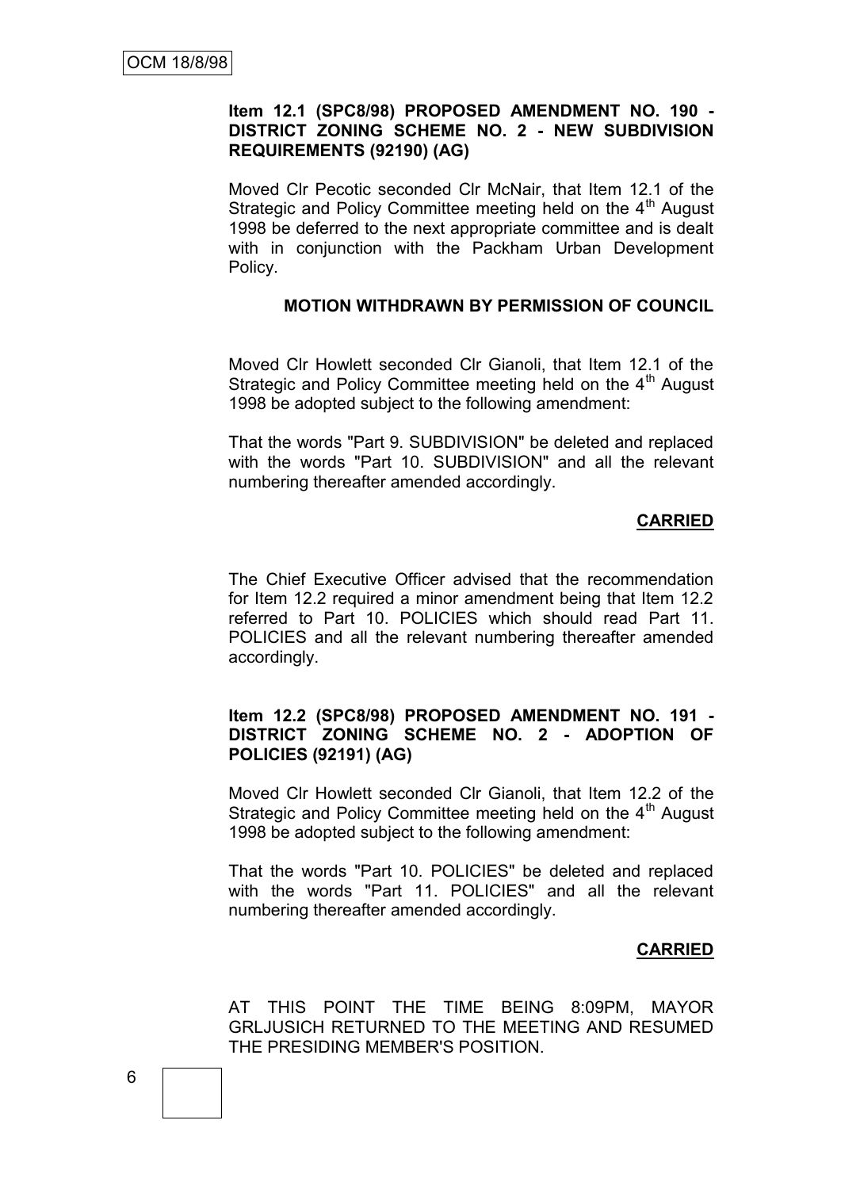**Item 12.1 (SPC8/98) PROPOSED AMENDMENT NO. 190 - DISTRICT ZONING SCHEME NO. 2 - NEW SUBDIVISION REQUIREMENTS (92190) (AG)**

Moved Clr Pecotic seconded Clr McNair, that Item 12.1 of the Strategic and Policy Committee meeting held on the 4th August 1998 be deferred to the next appropriate committee and is dealt with in conjunction with the Packham Urban Development Policy.

**MOTION WITHDRAWN BY PERMISSION OF COUNCIL**

Moved Clr Howlett seconded Clr Gianoli, that Item 12.1 of the Strategic and Policy Committee meeting held on the 4th August 1998 be adopted subject to the following amendment:

That the words "Part 9. SUBDIVISION" be deleted and replaced with the words "Part 10. SUBDIVISION" and all the relevant numbering thereafter amended accordingly.

**CARRIED**

The Chief Executive Officer advised that the recommendation for Item 12.2 required a minor amendment being that Item 12.2 referred to Part 10. POLICIES which should read Part 11. POLICIES and all the relevant numbering thereafter amended accordingly.

**Item 12.2 (SPC8/98) PROPOSED AMENDMENT NO. 191 - DISTRICT ZONING SCHEME NO. 2 - ADOPTION OF POLICIES (92191) (AG)**

Moved Clr Howlett seconded Clr Gianoli, that Item 12.2 of the Strategic and Policy Committee meeting held on the 4th August 1998 be adopted subject to the following amendment:

That the words "Part 10. POLICIES" be deleted and replaced with the words "Part 11. POLICIES" and all the relevant numbering thereafter amended accordingly.

**CARRIED**

AT THIS POINT THE TIME BEING 8:09PM, MAYOR GRLJUSICH RETURNED TO THE MEETING AND RESUMED THE PRESIDING MEMBER'S POSITION.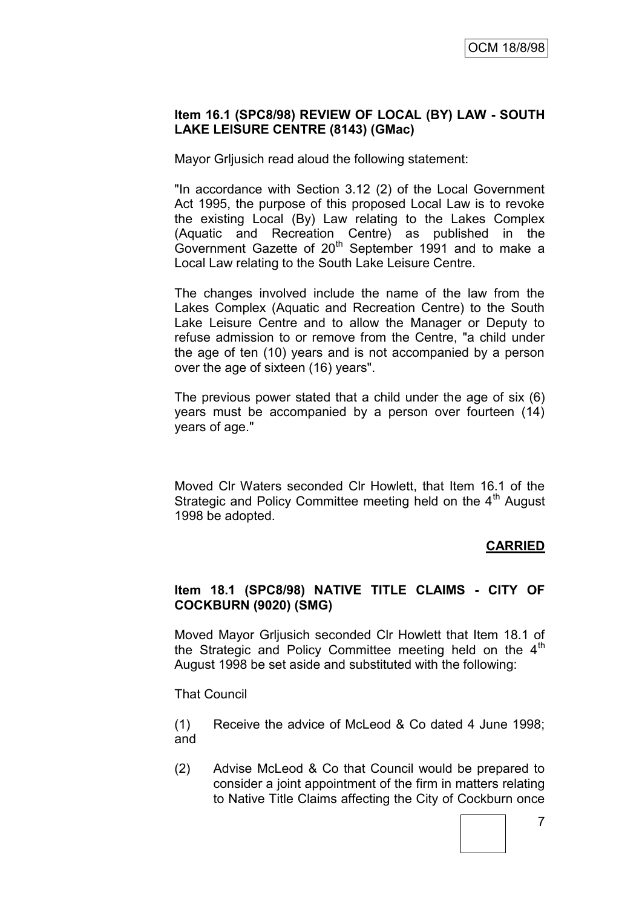**Item 16.1 (SPC8/98) REVIEW OF LOCAL (BY) LAW - SOUTH LAKE LEISURE CENTRE (8143) (GMac)**

Mayor Grljusich read aloud the following statement:

"In accordance with Section 3.12 (2) of the Local Government Act 1995, the purpose of this proposed Local Law is to revoke the existing Local (By) Law relating to the Lakes Complex (Aquatic and Recreation Centre) as published in the Government Gazette of 20th September 1991 and to make a Local Law relating to the South Lake Leisure Centre.

The changes involved include the name of the law from the Lakes Complex (Aquatic and Recreation Centre) to the South Lake Leisure Centre and to allow the Manager or Deputy to refuse admission to or remove from the Centre, "a child under the age of ten (10) years and is not accompanied by a person over the age of sixteen (16) years".

The previous power stated that a child under the age of six (6) years must be accompanied by a person over fourteen (14) years of age."

Moved Clr Waters seconded Clr Howlett, that Item 16.1 of the Strategic and Policy Committee meeting held on the 4th August 1998 be adopted.

**CARRIED**

**Item 18.1 (SPC8/98) NATIVE TITLE CLAIMS - CITY OF COCKBURN (9020) (SMG)**

Moved Mayor Grljusich seconded Clr Howlett that Item 18.1 of the Strategic and Policy Committee meeting held on the 4th August 1998 be set aside and substituted with the following:

That Council

(1) Receive the advice of McLeod & Co dated 4 June 1998; and

(2) Advise McLeod & Co that Council would be prepared to consider a joint appointment of the firm in matters relating to Native Title Claims affecting the City of Cockburn once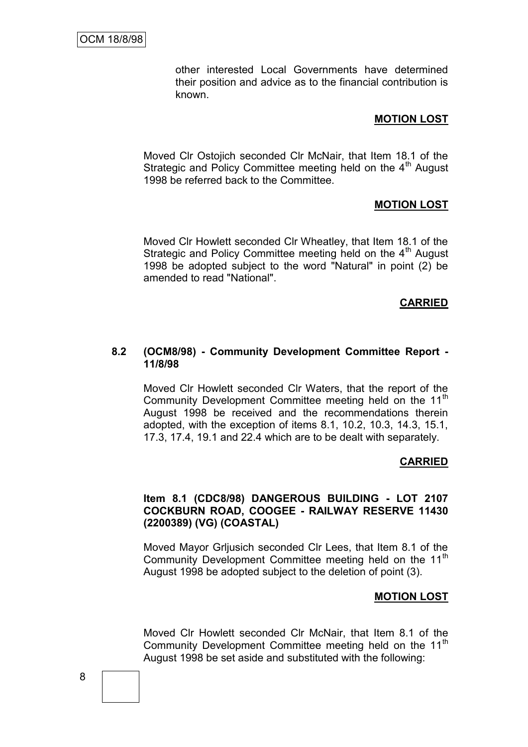other interested Local Governments have determined their position and advice as to the financial contribution is known.

**MOTION LOST**

Moved Clr Ostojich seconded Clr McNair, that Item 18.1 of the Strategic and Policy Committee meeting held on the 4th August 1998 be referred back to the Committee.

**MOTION LOST**

Moved Clr Howlett seconded Clr Wheatley, that Item 18.1 of the Strategic and Policy Committee meeting held on the 4th August 1998 be adopted subject to the word "Natural" in point (2) be amended to read "National".

**CARRIED**

### 8.2 (OCM8/98) - Community Development Committee Report - 11/8/98

Moved Clr Howlett seconded Clr Waters, that the report of the Community Development Committee meeting held on the 11th August 1998 be received and the recommendations therein adopted, with the exception of items 8.1, 10.2, 10.3, 14.3, 15.1, 17.3, 17.4, 19.1 and 22.4 which are to be dealt with separately.

**CARRIED**

**Item 8.1 (CDC8/98) DANGEROUS BUILDING - LOT 2107 COCKBURN ROAD, COOGEE - RAILWAY RESERVE 11430 (2200389) (VG) (COASTAL)**

Moved Mayor Grljusich seconded Clr Lees, that Item 8.1 of the Community Development Committee meeting held on the 11th August 1998 be adopted subject to the deletion of point (3).

**MOTION LOST**

Moved Clr Howlett seconded Clr McNair, that Item 8.1 of the Community Development Committee meeting held on the 11th August 1998 be set aside and substituted with the following: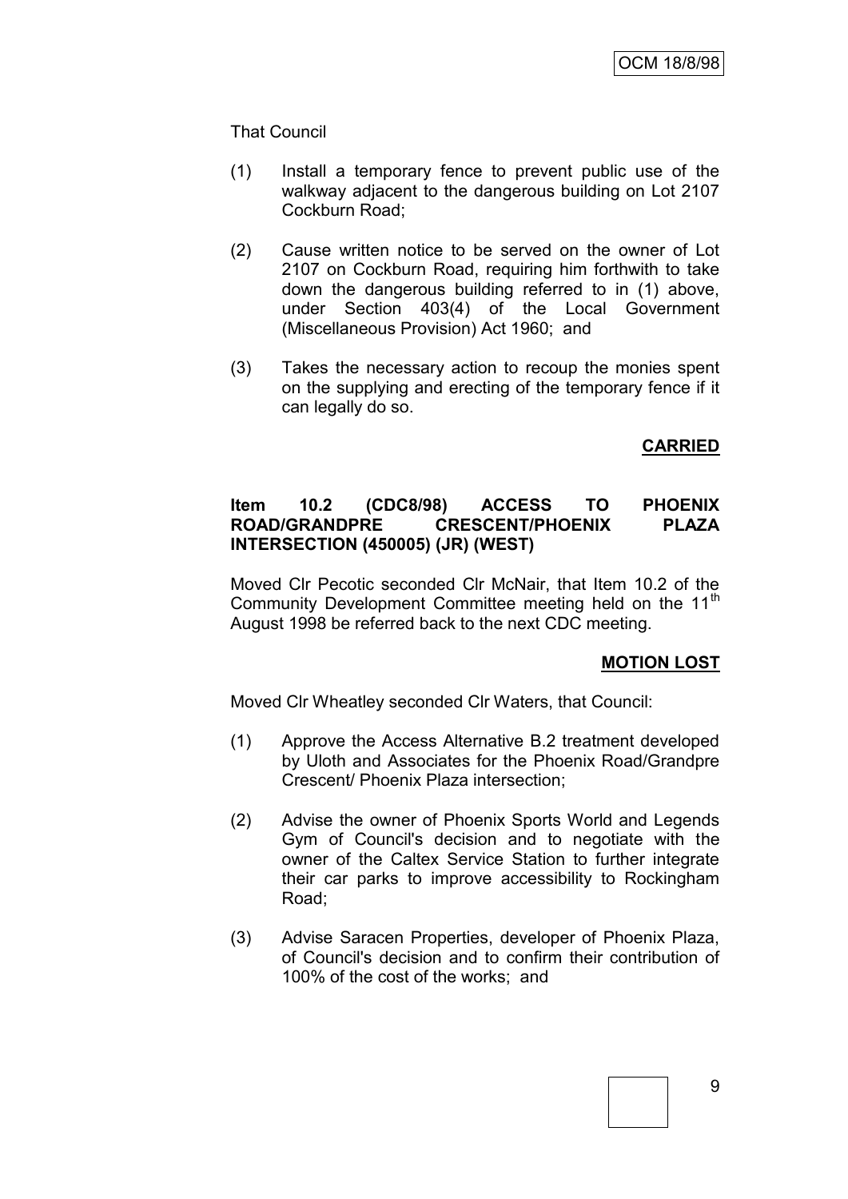That Council

(1) Install a temporary fence to prevent public use of the walkway adjacent to the dangerous building on Lot 2107 Cockburn Road;

(2) Cause written notice to be served on the owner of Lot 2107 on Cockburn Road, requiring him forthwith to take down the dangerous building referred to in (1) above, under Section 403(4) of the Local Government (Miscellaneous Provision) Act 1960; and

(3) Takes the necessary action to recoup the monies spent on the supplying and erecting of the temporary fence if it can legally do so.

**CARRIED**

**Item 10.2 (CDC8/98) ACCESS TO PHOENIX ROAD/GRANDPRE CRESCENT/PHOENIX PLAZA INTERSECTION (450005) (JR) (WEST)**

Moved Clr Pecotic seconded Clr McNair, that Item 10.2 of the Community Development Committee meeting held on the 11th August 1998 be referred back to the next CDC meeting.

**MOTION LOST**

Moved Clr Wheatley seconded Clr Waters, that Council:

(1) Approve the Access Alternative B.2 treatment developed by Uloth and Associates for the Phoenix Road/Grandpre Crescent/ Phoenix Plaza intersection;

(2) Advise the owner of Phoenix Sports World and Legends Gym of Council's decision and to negotiate with the owner of the Caltex Service Station to further integrate their car parks to improve accessibility to Rockingham Road;

(3) Advise Saracen Properties, developer of Phoenix Plaza, of Council's decision and to confirm their contribution of 100% of the cost of the works; and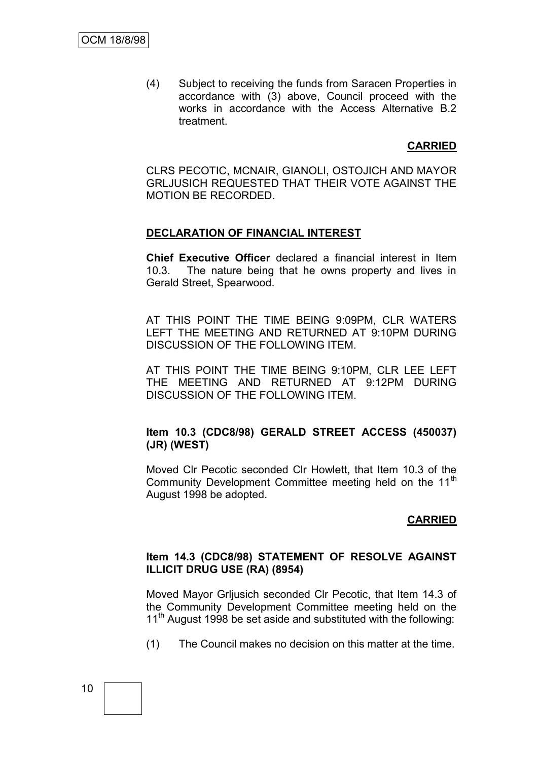(4) Subject to receiving the funds from Saracen Properties in accordance with (3) above, Council proceed with the works in accordance with the Access Alternative B.2 treatment.

**CARRIED**

CLRS PECOTIC, MCNAIR, GIANOLI, OSTOJICH AND MAYOR GRLJUSICH REQUESTED THAT THEIR VOTE AGAINST THE MOTION BE RECORDED.

**DECLARATION OF FINANCIAL INTEREST**

**Chief Executive Officer** declared a financial interest in Item 10.3. The nature being that he owns property and lives in Gerald Street, Spearwood.

AT THIS POINT THE TIME BEING 9:09PM, CLR WATERS LEFT THE MEETING AND RETURNED AT 9:10PM DURING DISCUSSION OF THE FOLLOWING ITEM.

AT THIS POINT THE TIME BEING 9:10PM, CLR LEE LEFT THE MEETING AND RETURNED AT 9:12PM DURING DISCUSSION OF THE FOLLOWING ITEM.

### Item 10.3 (CDC8/98) GERALD STREET ACCESS (450037) (JR) (WEST)

Moved Clr Pecotic seconded Clr Howlett, that Item 10.3 of the Community Development Committee meeting held on the 11th August 1998 be adopted.

**CARRIED**

### Item 14.3 (CDC8/98) STATEMENT OF RESOLVE AGAINST ILLICIT DRUG USE (RA) (8954)

Moved Mayor Grljusich seconded Clr Pecotic, that Item 14.3 of the Community Development Committee meeting held on the 11th August 1998 be set aside and substituted with the following:

(1) The Council makes no decision on this matter at the time.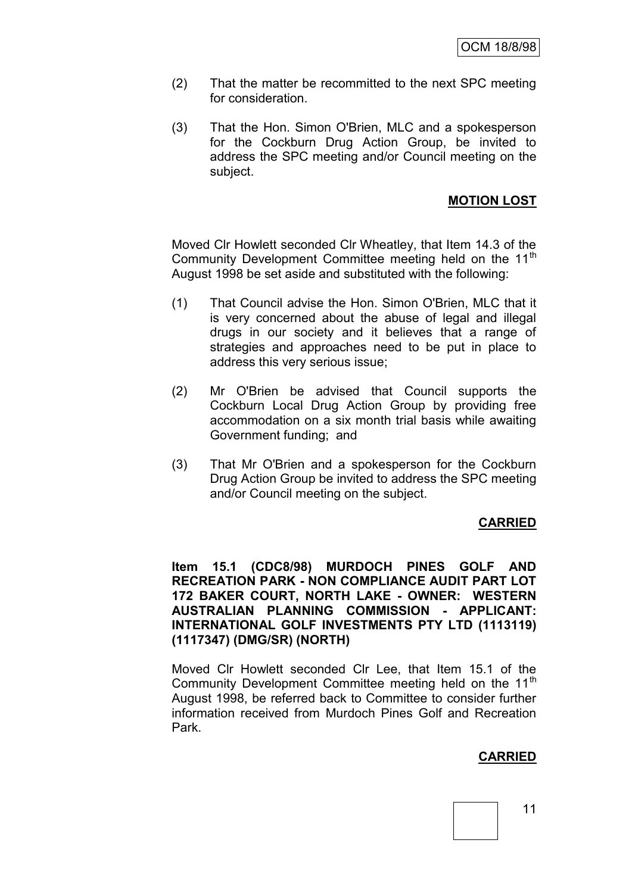(2) That the matter be recommitted to the next SPC meeting for consideration.

(3) That the Hon. Simon O'Brien, MLC and a spokesperson for the Cockburn Drug Action Group, be invited to address the SPC meeting and/or Council meeting on the subject.

**MOTION LOST**

Moved Clr Howlett seconded Clr Wheatley, that Item 14.3 of the Community Development Committee meeting held on the 11th August 1998 be set aside and substituted with the following:

(1) That Council advise the Hon. Simon O'Brien, MLC that it is very concerned about the abuse of legal and illegal drugs in our society and it believes that a range of strategies and approaches need to be put in place to address this very serious issue;

(2) Mr O'Brien be advised that Council supports the Cockburn Local Drug Action Group by providing free accommodation on a six month trial basis while awaiting Government funding; and

(3) That Mr O'Brien and a spokesperson for the Cockburn Drug Action Group be invited to address the SPC meeting and/or Council meeting on the subject.

**CARRIED**

**Item 15.1 (CDC8/98) MURDOCH PINES GOLF AND RECREATION PARK - NON COMPLIANCE AUDIT PART LOT 172 BAKER COURT, NORTH LAKE - OWNER: WESTERN AUSTRALIAN PLANNING COMMISSION - APPLICANT: INTERNATIONAL GOLF INVESTMENTS PTY LTD (1113119) (1117347) (DMG/SR) (NORTH)**

Moved Clr Howlett seconded Clr Lee, that Item 15.1 of the Community Development Committee meeting held on the 11th August 1998, be referred back to Committee to consider further information received from Murdoch Pines Golf and Recreation Park.

**CARRIED**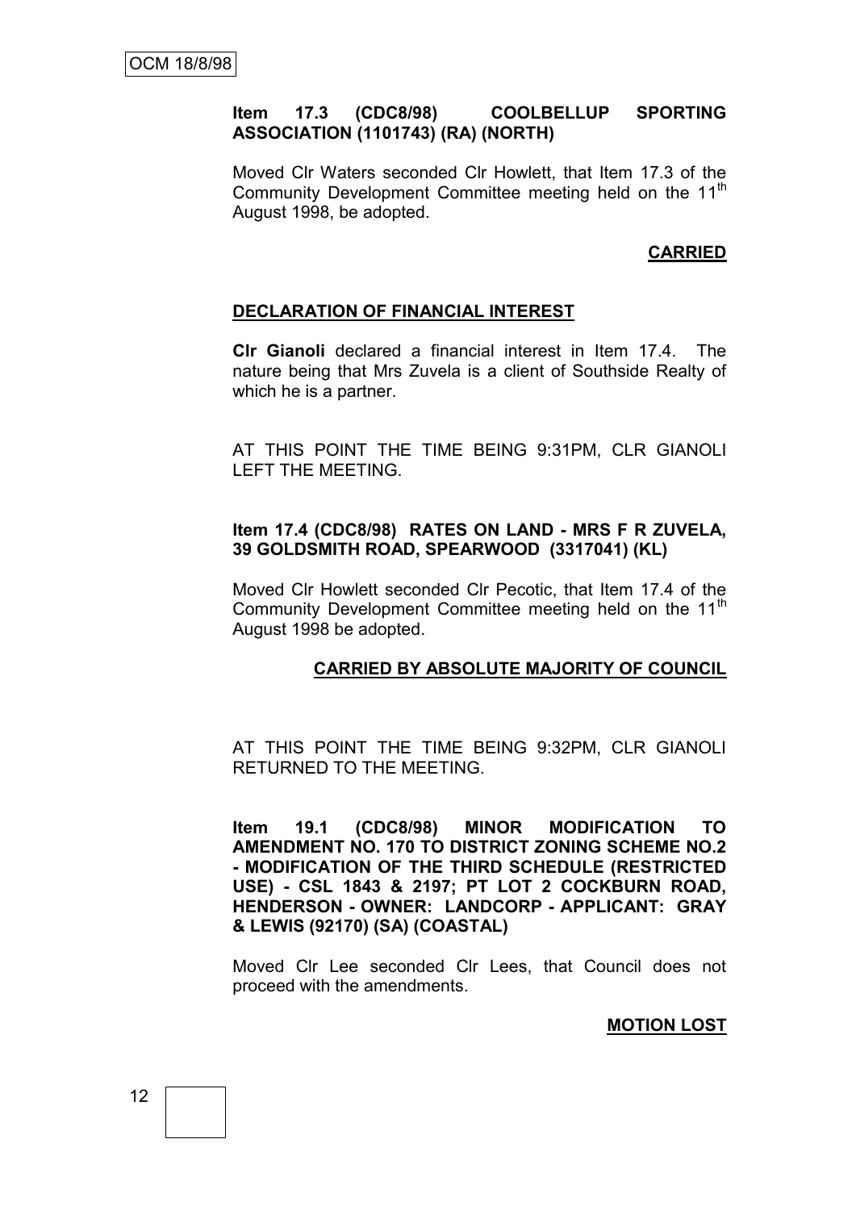**Item 17.3 (CDC8/98) COOLBELLUP SPORTING ASSOCIATION (1101743) (RA) (NORTH)**

Moved Clr Waters seconded Clr Howlett, that Item 17.3 of the Community Development Committee meeting held on the 11th August 1998, be adopted.

**CARRIED**

**DECLARATION OF FINANCIAL INTEREST**

**Clr Gianoli** declared a financial interest in Item 17.4. The nature being that Mrs Zuvela is a client of Southside Realty of which he is a partner.

AT THIS POINT THE TIME BEING 9:31PM, CLR GIANOLI LEFT THE MEETING.

**Item 17.4 (CDC8/98) RATES ON LAND - MRS F R ZUVELA, 39 GOLDSMITH ROAD, SPEARWOOD (3317041) (KL)**

Moved Clr Howlett seconded Clr Pecotic, that Item 17.4 of the Community Development Committee meeting held on the 11th August 1998 be adopted.

**CARRIED BY ABSOLUTE MAJORITY OF COUNCIL**

AT THIS POINT THE TIME BEING 9:32PM, CLR GIANOLI RETURNED TO THE MEETING.

**Item 19.1 (CDC8/98) MINOR MODIFICATION TO AMENDMENT NO. 170 TO DISTRICT ZONING SCHEME NO.2 - MODIFICATION OF THE THIRD SCHEDULE (RESTRICTED USE) - CSL 1843 & 2197; PT LOT 2 COCKBURN ROAD, HENDERSON - OWNER: LANDCORP - APPLICANT: GRAY & LEWIS (92170) (SA) (COASTAL)**

Moved Clr Lee seconded Clr Lees, that Council does not proceed with the amendments.

**MOTION LOST**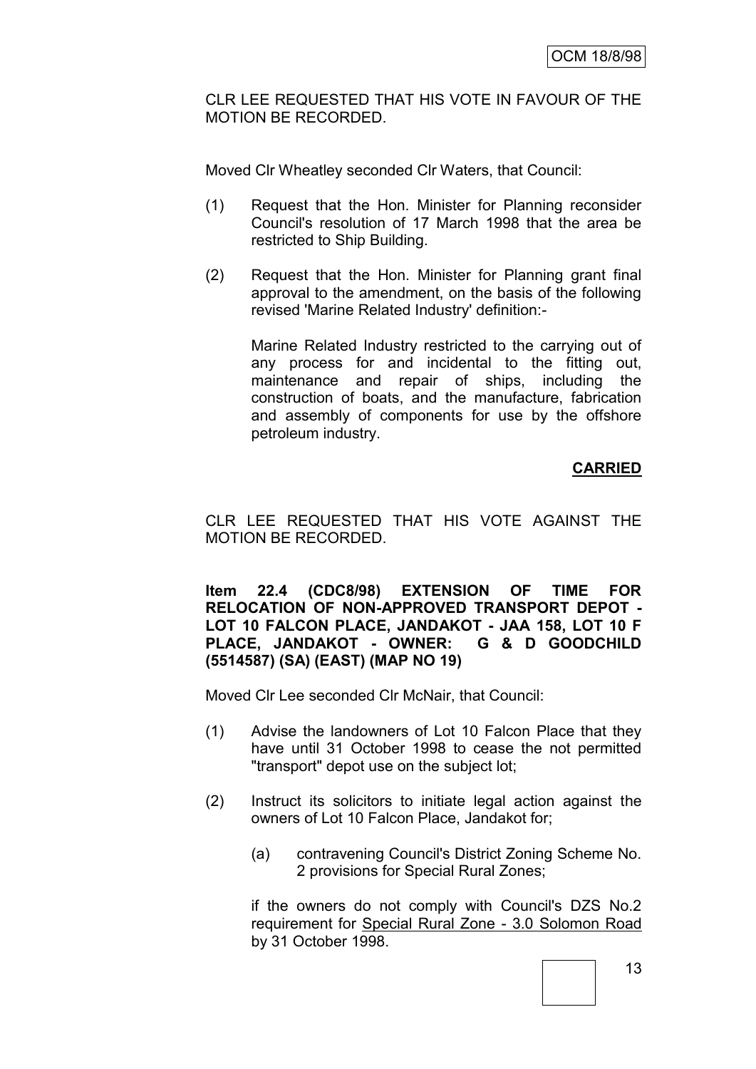CLR LEE REQUESTED THAT HIS VOTE IN FAVOUR OF THE MOTION BE RECORDED.

Moved Clr Wheatley seconded Clr Waters, that Council:

(1) Request that the Hon. Minister for Planning reconsider Council's resolution of 17 March 1998 that the area be restricted to Ship Building.

(2) Request that the Hon. Minister for Planning grant final approval to the amendment, on the basis of the following revised 'Marine Related Industry' definition:-

 Marine Related Industry restricted to the carrying out of any process for and incidental to the fitting out, maintenance and repair of ships, including the construction of boats, and the manufacture, fabrication and assembly of components for use by the offshore petroleum industry.

**CARRIED**

CLR LEE REQUESTED THAT HIS VOTE AGAINST THE MOTION BE RECORDED.

**Item 22.4 (CDC8/98) EXTENSION OF TIME FOR RELOCATION OF NON-APPROVED TRANSPORT DEPOT - LOT 10 FALCON PLACE, JANDAKOT - JAA 158, LOT 10 F PLACE, JANDAKOT - OWNER: G & D GOODCHILD (5514587) (SA) (EAST) (MAP NO 19)**

Moved Clr Lee seconded Clr McNair, that Council:

(1) Advise the landowners of Lot 10 Falcon Place that they have until 31 October 1998 to cease the not permitted "transport" depot use on the subject lot;

(2) Instruct its solicitors to initiate legal action against the owners of Lot 10 Falcon Place, Jandakot for;

 (a) contravening Council's District Zoning Scheme No. 2 provisions for Special Rural Zones;

 if the owners do not comply with Council's DZS No.2 requirement for Special Rural Zone - 3.0 Solomon Road by 31 October 1998.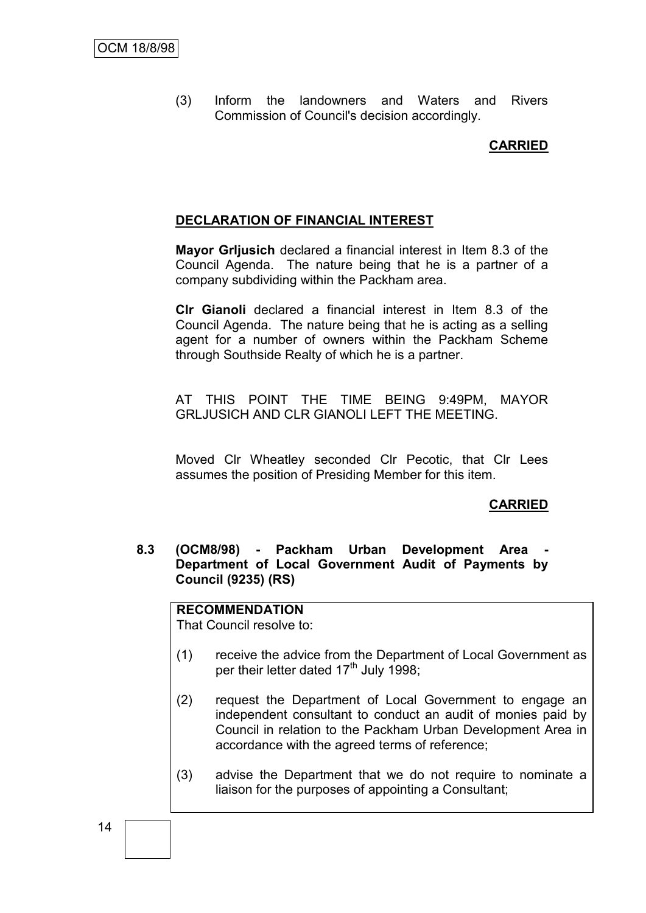(3) Inform the landowners and Waters and Rivers Commission of Council's decision accordingly.

**CARRIED**

**DECLARATION OF FINANCIAL INTEREST**

**Mayor Grljusich** declared a financial interest in Item 8.3 of the Council Agenda. The nature being that he is a partner of a company subdividing within the Packham area.

**Clr Gianoli** declared a financial interest in Item 8.3 of the Council Agenda. The nature being that he is acting as a selling agent for a number of owners within the Packham Scheme through Southside Realty of which he is a partner.

AT THIS POINT THE TIME BEING 9:49PM, MAYOR GRLJUSICH AND CLR GIANOLI LEFT THE MEETING.

Moved Clr Wheatley seconded Clr Pecotic, that Clr Lees assumes the position of Presiding Member for this item.

**CARRIED**

**8.3 (OCM8/98) - Packham Urban Development Area - Department of Local Government Audit of Payments by Council (9235) (RS)**

**RECOMMENDATION**
That Council resolve to:

(1) receive the advice from the Department of Local Government as per their letter dated 17th July 1998;

(2) request the Department of Local Government to engage an independent consultant to conduct an audit of monies paid by Council in relation to the Packham Urban Development Area in accordance with the agreed terms of reference;

(3) advise the Department that we do not require to nominate a liaison for the purposes of appointing a Consultant;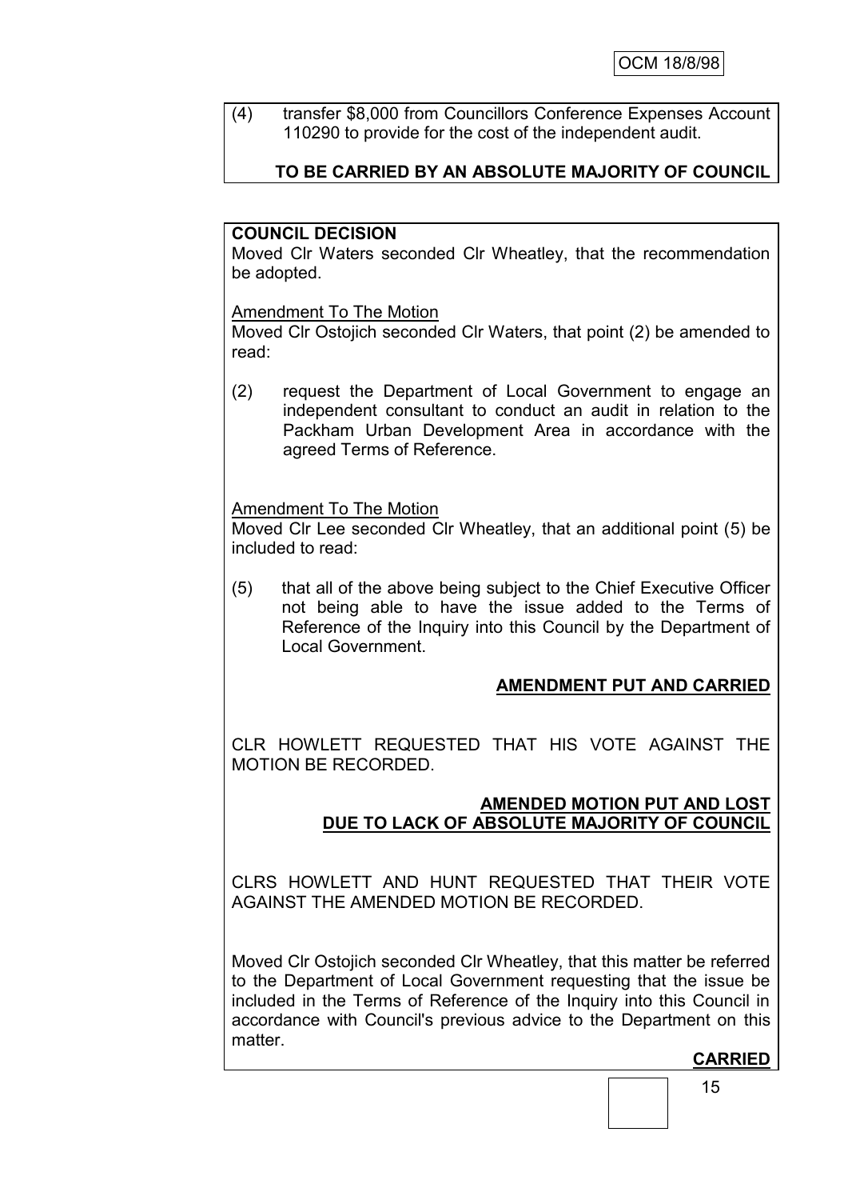(4) transfer $8,000 from Councillors Conference Expenses Account 110290 to provide for the cost of the independent audit.

**TO BE CARRIED BY AN ABSOLUTE MAJORITY OF COUNCIL**

**COUNCIL DECISION**

Moved Clr Waters seconded Clr Wheatley, that the recommendation be adopted.

Amendment To The Motion

Moved Clr Ostojich seconded Clr Waters, that point (2) be amended to read:

(2) request the Department of Local Government to engage an independent consultant to conduct an audit in relation to the Packham Urban Development Area in accordance with the agreed Terms of Reference.

Amendment To The Motion

Moved Clr Lee seconded Clr Wheatley, that an additional point (5) be included to read:

(5) that all of the above being subject to the Chief Executive Officer not being able to have the issue added to the Terms of Reference of the Inquiry into this Council by the Department of Local Government.

**AMENDMENT PUT AND CARRIED**

CLR HOWLETT REQUESTED THAT HIS VOTE AGAINST THE MOTION BE RECORDED.

**AMENDED MOTION PUT AND LOST DUE TO LACK OF ABSOLUTE MAJORITY OF COUNCIL**

CLRS HOWLETT AND HUNT REQUESTED THAT THEIR VOTE AGAINST THE AMENDED MOTION BE RECORDED.

Moved Clr Ostojich seconded Clr Wheatley, that this matter be referred to the Department of Local Government requesting that the issue be included in the Terms of Reference of the Inquiry into this Council in accordance with Council's previous advice to the Department on this matter.

**CARRIED**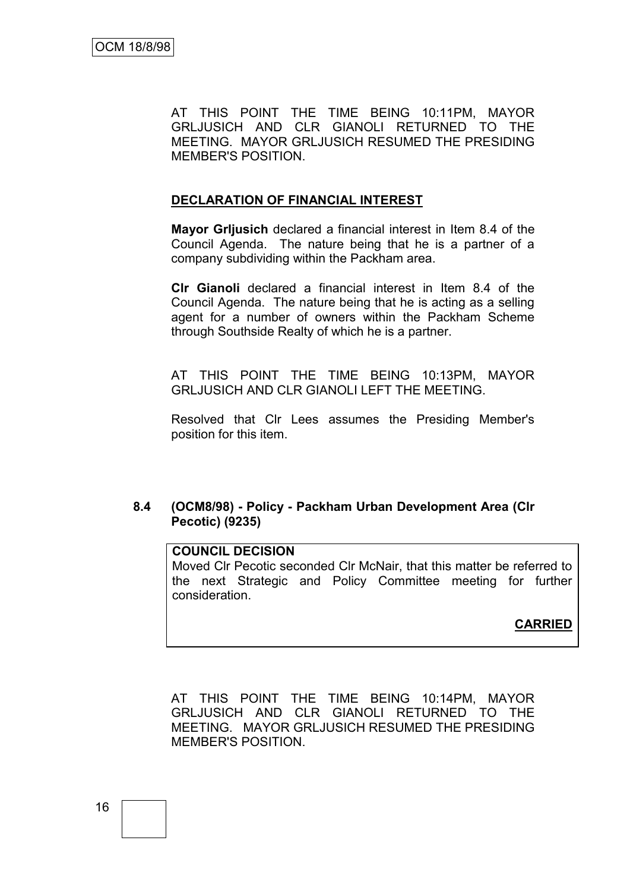AT THIS POINT THE TIME BEING 10:11PM, MAYOR GRLJUSICH AND CLR GIANOLI RETURNED TO THE MEETING. MAYOR GRLJUSICH RESUMED THE PRESIDING MEMBER'S POSITION.

**DECLARATION OF FINANCIAL INTEREST**

**Mayor Grljusich** declared a financial interest in Item 8.4 of the Council Agenda. The nature being that he is a partner of a company subdividing within the Packham area.

**Clr Gianoli** declared a financial interest in Item 8.4 of the Council Agenda. The nature being that he is acting as a selling agent for a number of owners within the Packham Scheme through Southside Realty of which he is a partner.

AT THIS POINT THE TIME BEING 10:13PM, MAYOR GRLJUSICH AND CLR GIANOLI LEFT THE MEETING.

Resolved that Clr Lees assumes the Presiding Member's position for this item.

### 8.4 (OCM8/98) - Policy - Packham Urban Development Area (Clr Pecotic) (9235)

**COUNCIL DECISION**

Moved Clr Pecotic seconded Clr McNair, that this matter be referred to the next Strategic and Policy Committee meeting for further consideration.

**CARRIED**

AT THIS POINT THE TIME BEING 10:14PM, MAYOR GRLJUSICH AND CLR GIANOLI RETURNED TO THE MEETING. MAYOR GRLJUSICH RESUMED THE PRESIDING MEMBER'S POSITION.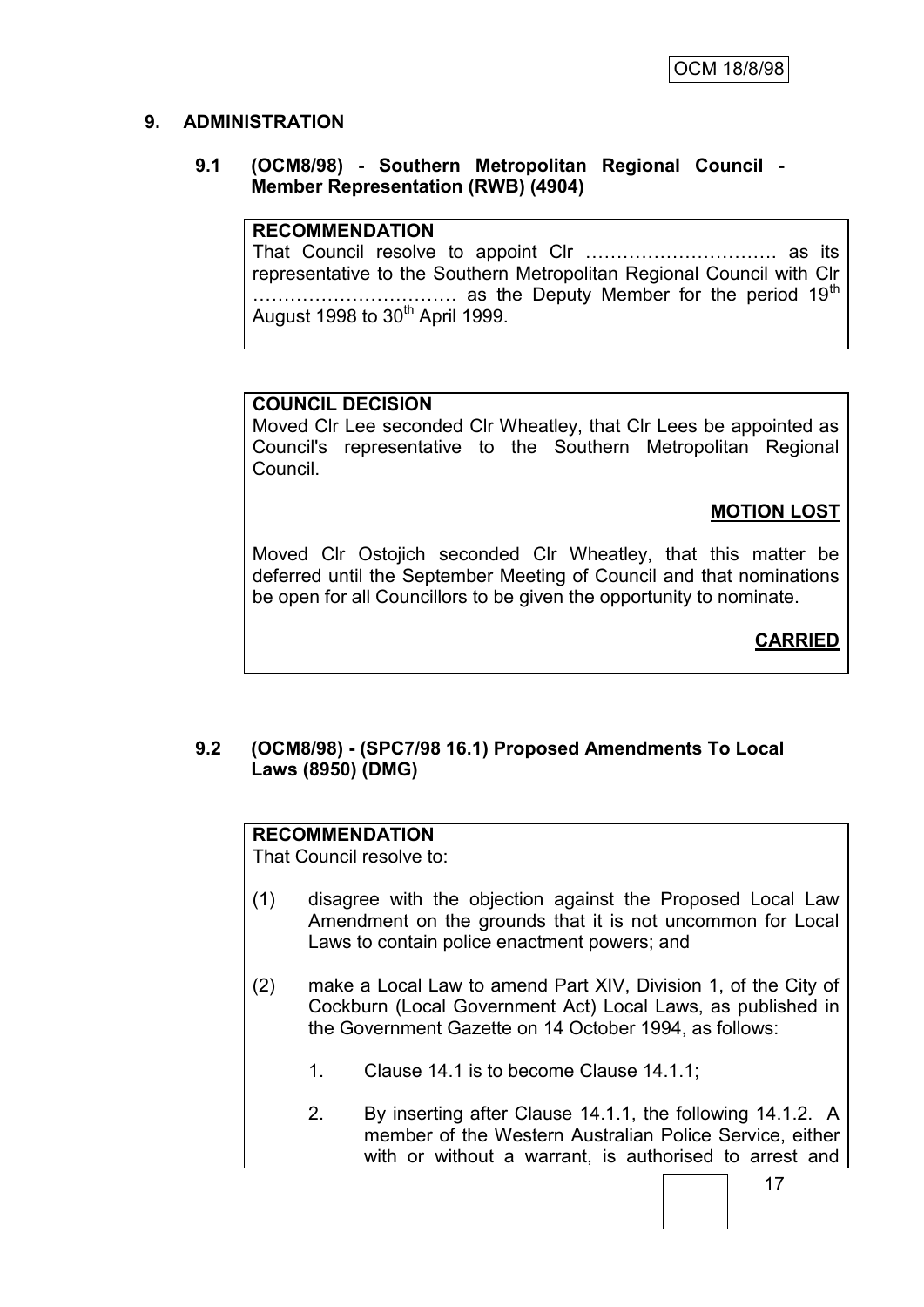## 9. ADMINISTRATION

### 9.1 (OCM8/98) - Southern Metropolitan Regional Council - Member Representation (RWB) (4904)

**RECOMMENDATION**

That Council resolve to appoint Clr …………………………. as its representative to the Southern Metropolitan Regional Council with Clr …………………………… as the Deputy Member for the period 19th August 1998 to 30th April 1999.

**COUNCIL DECISION**

Moved Clr Lee seconded Clr Wheatley, that Clr Lees be appointed as Council's representative to the Southern Metropolitan Regional Council.

**MOTION LOST**

Moved Clr Ostojich seconded Clr Wheatley, that this matter be deferred until the September Meeting of Council and that nominations be open for all Councillors to be given the opportunity to nominate.

**CARRIED**

### 9.2 (OCM8/98) - (SPC7/98 16.1) Proposed Amendments To Local Laws (8950) (DMG)

**RECOMMENDATION**

That Council resolve to:

(1) disagree with the objection against the Proposed Local Law Amendment on the grounds that it is not uncommon for Local Laws to contain police enactment powers; and

(2) make a Local Law to amend Part XIV, Division 1, of the City of Cockburn (Local Government Act) Local Laws, as published in the Government Gazette on 14 October 1994, as follows:

1. Clause 14.1 is to become Clause 14.1.1;

2. By inserting after Clause 14.1.1, the following 14.1.2. A member of the Western Australian Police Service, either with or without a warrant, is authorised to arrest and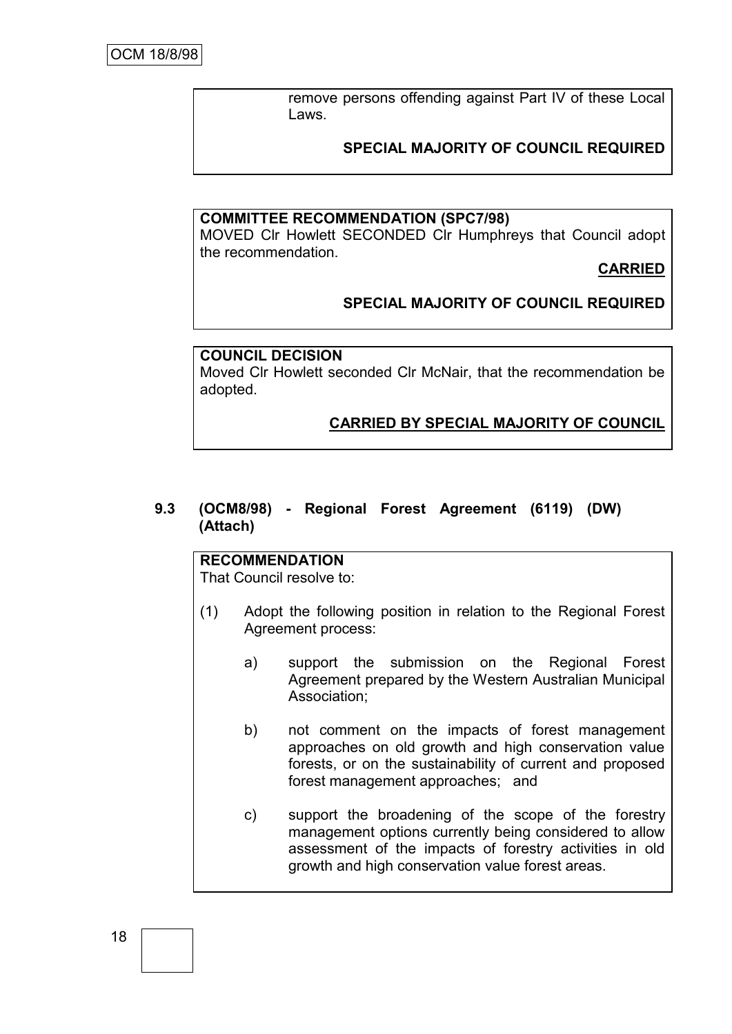remove persons offending against Part IV of these Local Laws.

**SPECIAL MAJORITY OF COUNCIL REQUIRED**

**COMMITTEE RECOMMENDATION (SPC7/98)**
MOVED Clr Howlett SECONDED Clr Humphreys that Council adopt the recommendation.

**CARRIED**

**SPECIAL MAJORITY OF COUNCIL REQUIRED**

**COUNCIL DECISION**
Moved Clr Howlett seconded Clr McNair, that the recommendation be adopted.

**CARRIED BY SPECIAL MAJORITY OF COUNCIL**

### 9.3 (OCM8/98) - Regional Forest Agreement (6119) (DW) (Attach)

**RECOMMENDATION**
That Council resolve to:

(1) Adopt the following position in relation to the Regional Forest Agreement process:

   a) support the submission on the Regional Forest Agreement prepared by the Western Australian Municipal Association;

   b) not comment on the impacts of forest management approaches on old growth and high conservation value forests, or on the sustainability of current and proposed forest management approaches; and

   c) support the broadening of the scope of the forestry management options currently being considered to allow assessment of the impacts of forestry activities in old growth and high conservation value forest areas.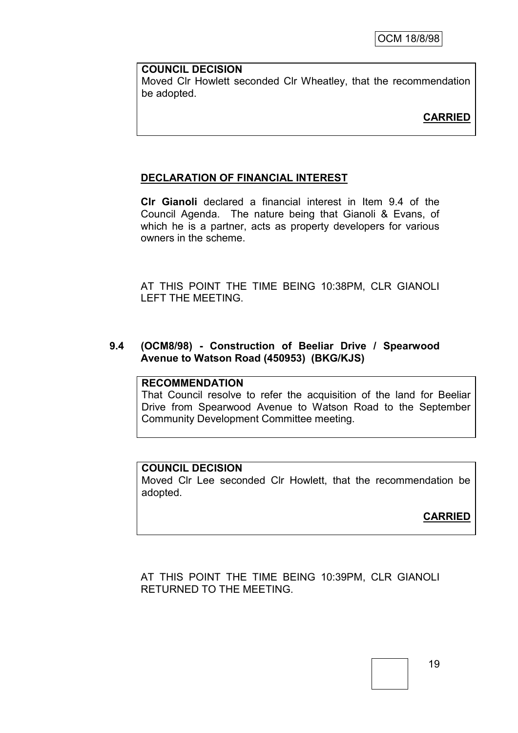**COUNCIL DECISION**
Moved Clr Howlett seconded Clr Wheatley, that the recommendation be adopted.

**CARRIED**

**DECLARATION OF FINANCIAL INTEREST**

**Clr Gianoli** declared a financial interest in Item 9.4 of the Council Agenda. The nature being that Gianoli & Evans, of which he is a partner, acts as property developers for various owners in the scheme.

AT THIS POINT THE TIME BEING 10:38PM, CLR GIANOLI LEFT THE MEETING.

### 9.4 (OCM8/98) - Construction of Beeliar Drive / Spearwood Avenue to Watson Road (450953) (BKG/KJS)

**RECOMMENDATION**
That Council resolve to refer the acquisition of the land for Beeliar Drive from Spearwood Avenue to Watson Road to the September Community Development Committee meeting.

**COUNCIL DECISION**
Moved Clr Lee seconded Clr Howlett, that the recommendation be adopted.

**CARRIED**

AT THIS POINT THE TIME BEING 10:39PM, CLR GIANOLI RETURNED TO THE MEETING.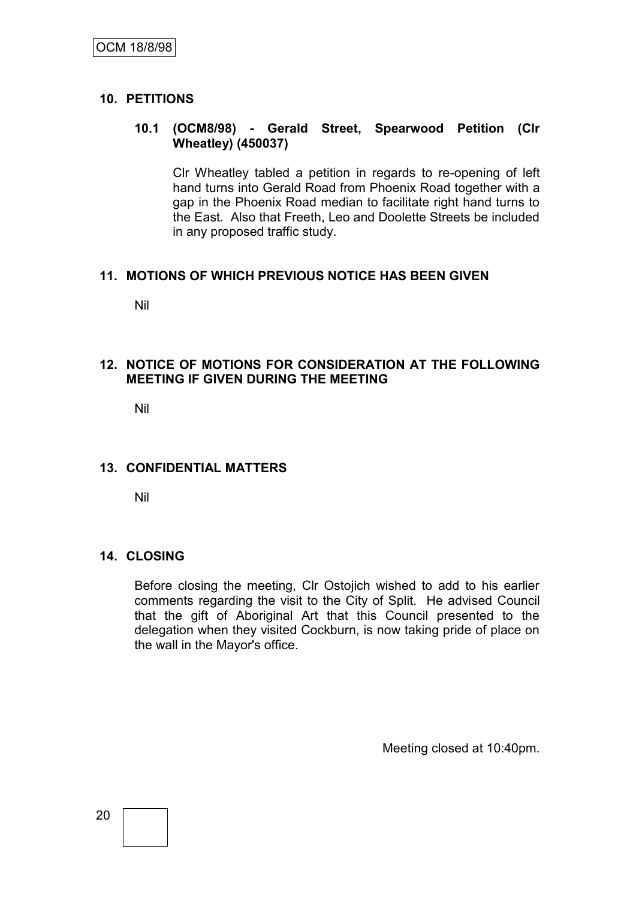## 10. PETITIONS

### 10.1 (OCM8/98) - Gerald Street, Spearwood Petition (Clr Wheatley) (450037)

Clr Wheatley tabled a petition in regards to re-opening of left hand turns into Gerald Road from Phoenix Road together with a gap in the Phoenix Road median to facilitate right hand turns to the East. Also that Freeth, Leo and Doolette Streets be included in any proposed traffic study.

## 11. MOTIONS OF WHICH PREVIOUS NOTICE HAS BEEN GIVEN

Nil

## 12. NOTICE OF MOTIONS FOR CONSIDERATION AT THE FOLLOWING MEETING IF GIVEN DURING THE MEETING

Nil

## 13. CONFIDENTIAL MATTERS

Nil

## 14. CLOSING

Before closing the meeting, Clr Ostojich wished to add to his earlier comments regarding the visit to the City of Split. He advised Council that the gift of Aboriginal Art that this Council presented to the delegation when they visited Cockburn, is now taking pride of place on the wall in the Mayor's office.

Meeting closed at 10:40pm.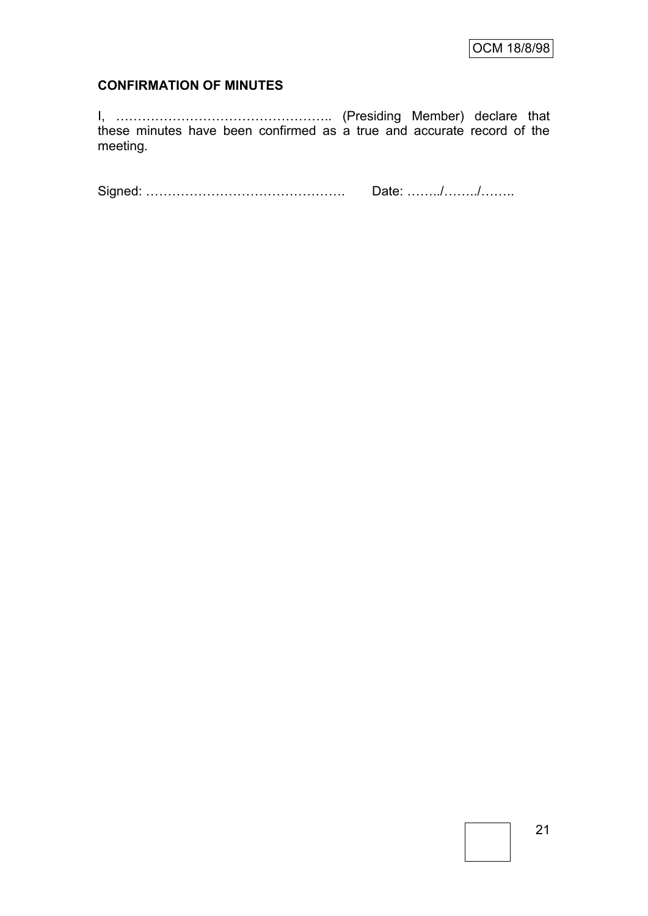## CONFIRMATION OF MINUTES

I, ………………………………………….. (Presiding Member) declare that these minutes have been confirmed as a true and accurate record of the meeting.

Signed: ………………………………………. Date: ……../……../……..